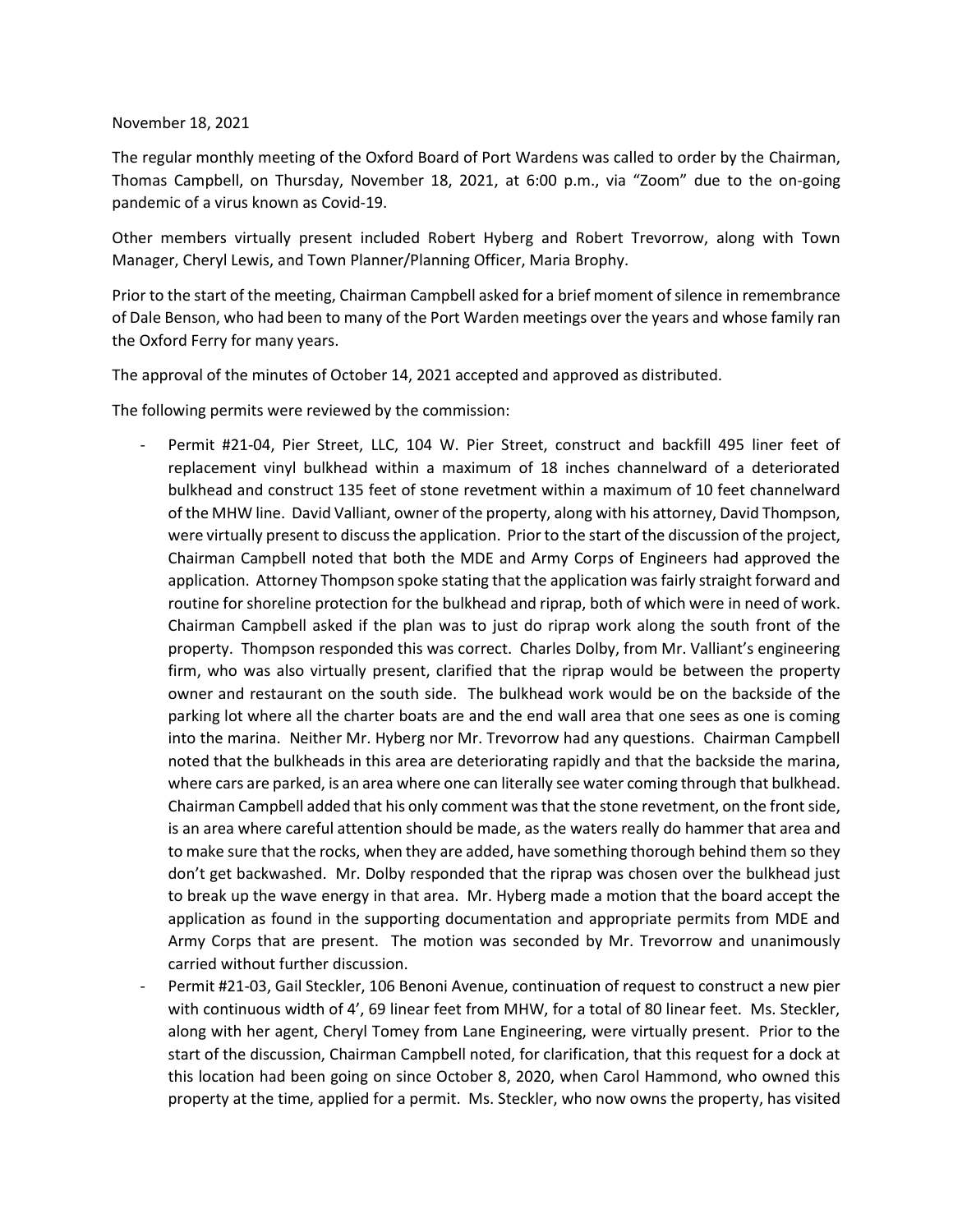November 18, 2021

The regular monthly meeting of the Oxford Board of Port Wardens was called to order by the Chairman, Thomas Campbell, on Thursday, November 18, 2021, at 6:00 p.m., via "Zoom" due to the on-going pandemic of a virus known as Covid-19.

Other members virtually present included Robert Hyberg and Robert Trevorrow, along with Town Manager, Cheryl Lewis, and Town Planner/Planning Officer, Maria Brophy.

Prior to the start of the meeting, Chairman Campbell asked for a brief moment of silence in remembrance of Dale Benson, who had been to many of the Port Warden meetings over the years and whose family ran the Oxford Ferry for many years.

The approval of the minutes of October 14, 2021 accepted and approved as distributed.

The following permits were reviewed by the commission:

- Permit #21-04, Pier Street, LLC, 104 W. Pier Street, construct and backfill 495 liner feet of replacement vinyl bulkhead within a maximum of 18 inches channelward of a deteriorated bulkhead and construct 135 feet of stone revetment within a maximum of 10 feet channelward of the MHW line. David Valliant, owner of the property, along with his attorney, David Thompson, were virtually present to discuss the application. Prior to the start of the discussion of the project, Chairman Campbell noted that both the MDE and Army Corps of Engineers had approved the application. Attorney Thompson spoke stating that the application was fairly straight forward and routine for shoreline protection for the bulkhead and riprap, both of which were in need of work. Chairman Campbell asked if the plan was to just do riprap work along the south front of the property. Thompson responded this was correct. Charles Dolby, from Mr. Valliant's engineering firm, who was also virtually present, clarified that the riprap would be between the property owner and restaurant on the south side. The bulkhead work would be on the backside of the parking lot where all the charter boats are and the end wall area that one sees as one is coming into the marina. Neither Mr. Hyberg nor Mr. Trevorrow had any questions. Chairman Campbell noted that the bulkheads in this area are deteriorating rapidly and that the backside the marina, where cars are parked, is an area where one can literally see water coming through that bulkhead. Chairman Campbell added that his only comment was that the stone revetment, on the front side, is an area where careful attention should be made, as the waters really do hammer that area and to make sure that the rocks, when they are added, have something thorough behind them so they don't get backwashed. Mr. Dolby responded that the riprap was chosen over the bulkhead just to break up the wave energy in that area. Mr. Hyberg made a motion that the board accept the application as found in the supporting documentation and appropriate permits from MDE and Army Corps that are present. The motion was seconded by Mr. Trevorrow and unanimously carried without further discussion.
- Permit #21-03, Gail Steckler, 106 Benoni Avenue, continuation of request to construct a new pier with continuous width of 4', 69 linear feet from MHW, for a total of 80 linear feet. Ms. Steckler, along with her agent, Cheryl Tomey from Lane Engineering, were virtually present. Prior to the start of the discussion, Chairman Campbell noted, for clarification, that this request for a dock at this location had been going on since October 8, 2020, when Carol Hammond, who owned this property at the time, applied for a permit. Ms. Steckler, who now owns the property, has visited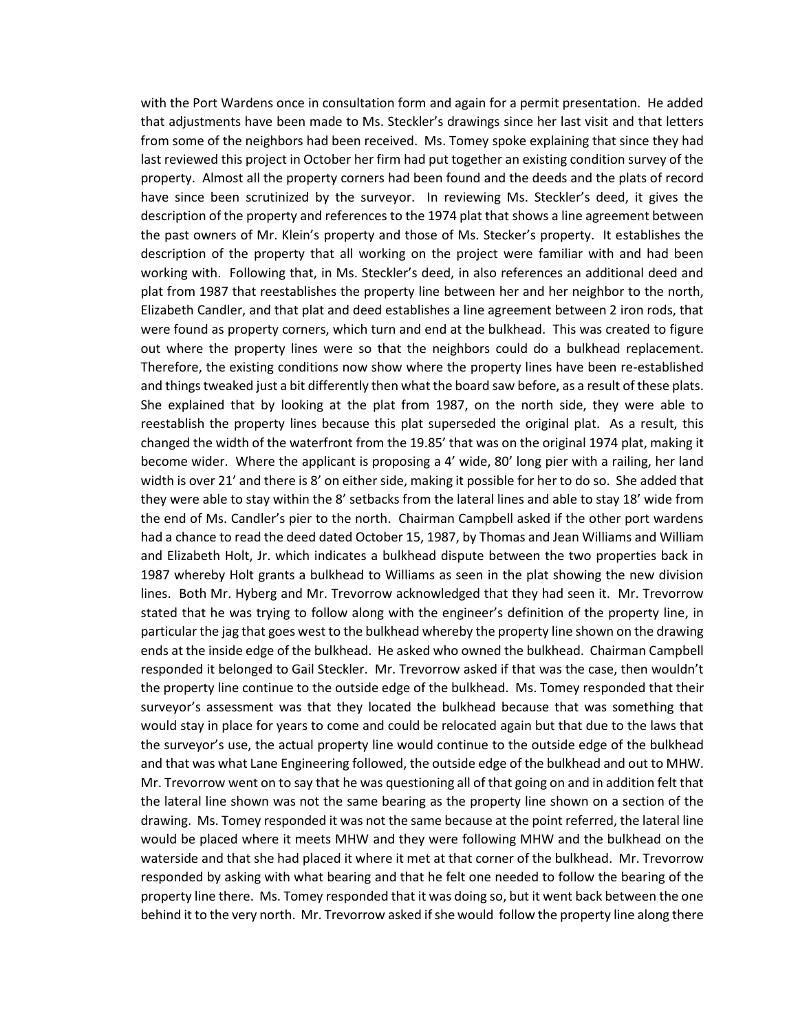with the Port Wardens once in consultation form and again for a permit presentation. He added that adjustments have been made to Ms. Steckler's drawings since her last visit and that letters from some of the neighbors had been received. Ms. Tomey spoke explaining that since they had last reviewed this project in October her firm had put together an existing condition survey of the property. Almost all the property corners had been found and the deeds and the plats of record have since been scrutinized by the surveyor. In reviewing Ms. Steckler's deed, it gives the description of the property and references to the 1974 plat that shows a line agreement between the past owners of Mr. Klein's property and those of Ms. Stecker's property. It establishes the description of the property that all working on the project were familiar with and had been working with. Following that, in Ms. Steckler's deed, in also references an additional deed and plat from 1987 that reestablishes the property line between her and her neighbor to the north, Elizabeth Candler, and that plat and deed establishes a line agreement between 2 iron rods, that were found as property corners, which turn and end at the bulkhead. This was created to figure out where the property lines were so that the neighbors could do a bulkhead replacement. Therefore, the existing conditions now show where the property lines have been re-established and things tweaked just a bit differently then what the board saw before, as a result of these plats. She explained that by looking at the plat from 1987, on the north side, they were able to reestablish the property lines because this plat superseded the original plat. As a result, this changed the width of the waterfront from the 19.85' that was on the original 1974 plat, making it become wider. Where the applicant is proposing a 4' wide, 80' long pier with a railing, her land width is over 21' and there is 8' on either side, making it possible for her to do so. She added that they were able to stay within the 8' setbacks from the lateral lines and able to stay 18' wide from the end of Ms. Candler's pier to the north. Chairman Campbell asked if the other port wardens had a chance to read the deed dated October 15, 1987, by Thomas and Jean Williams and William and Elizabeth Holt, Jr. which indicates a bulkhead dispute between the two properties back in 1987 whereby Holt grants a bulkhead to Williams as seen in the plat showing the new division lines. Both Mr. Hyberg and Mr. Trevorrow acknowledged that they had seen it. Mr. Trevorrow stated that he was trying to follow along with the engineer's definition of the property line, in particular the jag that goes west to the bulkhead whereby the property line shown on the drawing ends at the inside edge of the bulkhead. He asked who owned the bulkhead. Chairman Campbell responded it belonged to Gail Steckler. Mr. Trevorrow asked if that was the case, then wouldn't the property line continue to the outside edge of the bulkhead. Ms. Tomey responded that their surveyor's assessment was that they located the bulkhead because that was something that would stay in place for years to come and could be relocated again but that due to the laws that the surveyor's use, the actual property line would continue to the outside edge of the bulkhead and that was what Lane Engineering followed, the outside edge of the bulkhead and out to MHW. Mr. Trevorrow went on to say that he was questioning all of that going on and in addition felt that the lateral line shown was not the same bearing as the property line shown on a section of the drawing. Ms. Tomey responded it was not the same because at the point referred, the lateral line would be placed where it meets MHW and they were following MHW and the bulkhead on the waterside and that she had placed it where it met at that corner of the bulkhead. Mr. Trevorrow responded by asking with what bearing and that he felt one needed to follow the bearing of the property line there. Ms. Tomey responded that it was doing so, but it went back between the one behind it to the very north. Mr. Trevorrow asked if she would follow the property line along there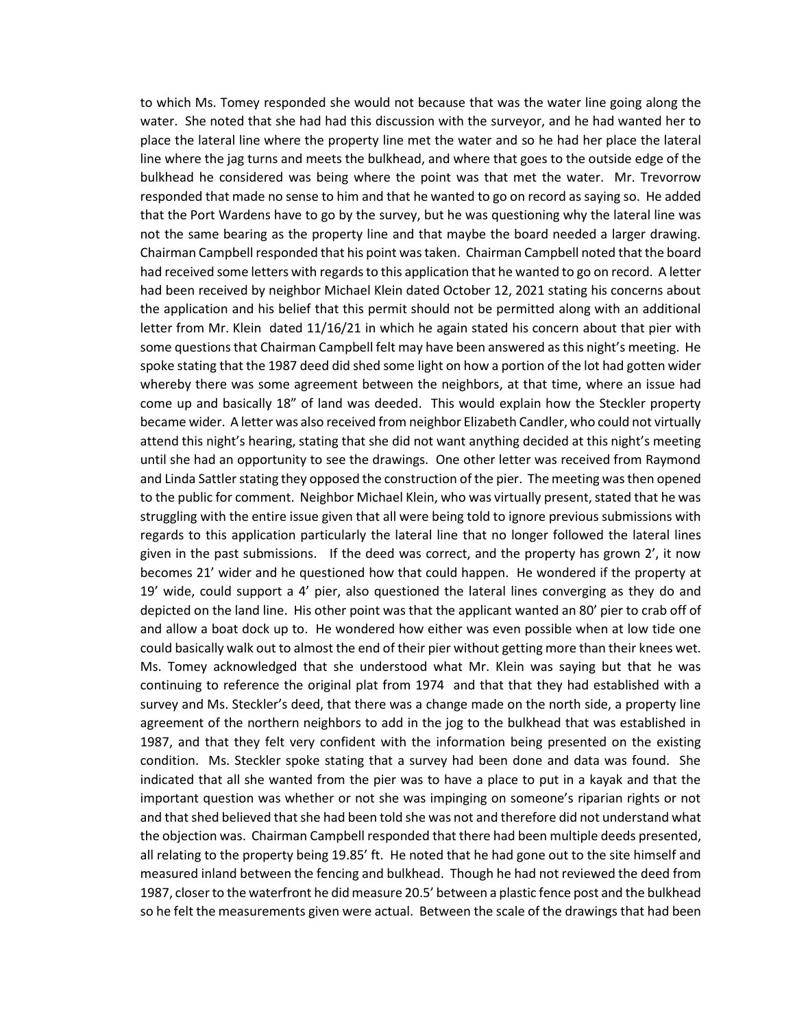to which Ms. Tomey responded she would not because that was the water line going along the water. She noted that she had had this discussion with the surveyor, and he had wanted her to place the lateral line where the property line met the water and so he had her place the lateral line where the jag turns and meets the bulkhead, and where that goes to the outside edge of the bulkhead he considered was being where the point was that met the water. Mr. Trevorrow responded that made no sense to him and that he wanted to go on record as saying so. He added that the Port Wardens have to go by the survey, but he was questioning why the lateral line was not the same bearing as the property line and that maybe the board needed a larger drawing. Chairman Campbell responded that his point was taken. Chairman Campbell noted that the board had received some letters with regards to this application that he wanted to go on record. A letter had been received by neighbor Michael Klein dated October 12, 2021 stating his concerns about the application and his belief that this permit should not be permitted along with an additional letter from Mr. Klein dated 11/16/21 in which he again stated his concern about that pier with some questions that Chairman Campbell felt may have been answered as this night's meeting. He spoke stating that the 1987 deed did shed some light on how a portion of the lot had gotten wider whereby there was some agreement between the neighbors, at that time, where an issue had come up and basically 18" of land was deeded. This would explain how the Steckler property became wider. A letter was also received from neighbor Elizabeth Candler, who could not virtually attend this night's hearing, stating that she did not want anything decided at this night's meeting until she had an opportunity to see the drawings. One other letter was received from Raymond and Linda Sattler stating they opposed the construction of the pier. The meeting was then opened to the public for comment. Neighbor Michael Klein, who was virtually present, stated that he was struggling with the entire issue given that all were being told to ignore previous submissions with regards to this application particularly the lateral line that no longer followed the lateral lines given in the past submissions. If the deed was correct, and the property has grown 2', it now becomes 21' wider and he questioned how that could happen. He wondered if the property at 19' wide, could support a 4' pier, also questioned the lateral lines converging as they do and depicted on the land line. His other point was that the applicant wanted an 80' pier to crab off of and allow a boat dock up to. He wondered how either was even possible when at low tide one could basically walk out to almost the end of their pier without getting more than their knees wet. Ms. Tomey acknowledged that she understood what Mr. Klein was saying but that he was continuing to reference the original plat from 1974 and that that they had established with a survey and Ms. Steckler's deed, that there was a change made on the north side, a property line agreement of the northern neighbors to add in the jog to the bulkhead that was established in 1987, and that they felt very confident with the information being presented on the existing condition. Ms. Steckler spoke stating that a survey had been done and data was found. She indicated that all she wanted from the pier was to have a place to put in a kayak and that the important question was whether or not she was impinging on someone's riparian rights or not and that shed believed that she had been told she was not and therefore did not understand what the objection was. Chairman Campbell responded that there had been multiple deeds presented, all relating to the property being 19.85' ft. He noted that he had gone out to the site himself and measured inland between the fencing and bulkhead. Though he had not reviewed the deed from 1987, closer to the waterfront he did measure 20.5' between a plastic fence post and the bulkhead so he felt the measurements given were actual. Between the scale of the drawings that had been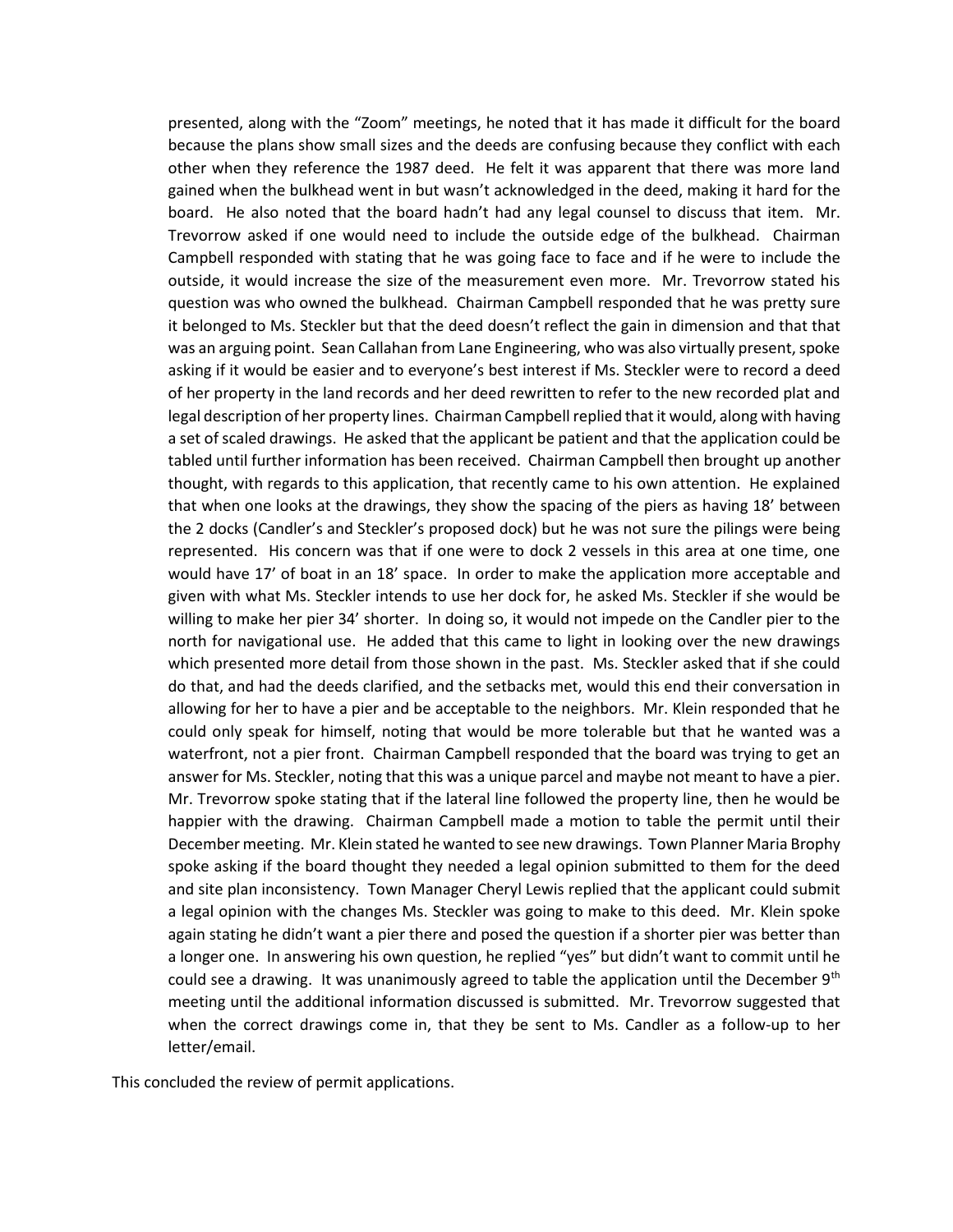presented, along with the "Zoom" meetings, he noted that it has made it difficult for the board because the plans show small sizes and the deeds are confusing because they conflict with each other when they reference the 1987 deed. He felt it was apparent that there was more land gained when the bulkhead went in but wasn't acknowledged in the deed, making it hard for the board. He also noted that the board hadn't had any legal counsel to discuss that item. Mr. Trevorrow asked if one would need to include the outside edge of the bulkhead. Chairman Campbell responded with stating that he was going face to face and if he were to include the outside, it would increase the size of the measurement even more. Mr. Trevorrow stated his question was who owned the bulkhead. Chairman Campbell responded that he was pretty sure it belonged to Ms. Steckler but that the deed doesn't reflect the gain in dimension and that that was an arguing point. Sean Callahan from Lane Engineering, who was also virtually present, spoke asking if it would be easier and to everyone's best interest if Ms. Steckler were to record a deed of her property in the land records and her deed rewritten to refer to the new recorded plat and legal description of her property lines. Chairman Campbell replied that it would, along with having a set of scaled drawings. He asked that the applicant be patient and that the application could be tabled until further information has been received. Chairman Campbell then brought up another thought, with regards to this application, that recently came to his own attention. He explained that when one looks at the drawings, they show the spacing of the piers as having 18' between the 2 docks (Candler's and Steckler's proposed dock) but he was not sure the pilings were being represented. His concern was that if one were to dock 2 vessels in this area at one time, one would have 17' of boat in an 18' space. In order to make the application more acceptable and given with what Ms. Steckler intends to use her dock for, he asked Ms. Steckler if she would be willing to make her pier 34' shorter. In doing so, it would not impede on the Candler pier to the north for navigational use. He added that this came to light in looking over the new drawings which presented more detail from those shown in the past. Ms. Steckler asked that if she could do that, and had the deeds clarified, and the setbacks met, would this end their conversation in allowing for her to have a pier and be acceptable to the neighbors. Mr. Klein responded that he could only speak for himself, noting that would be more tolerable but that he wanted was a waterfront, not a pier front. Chairman Campbell responded that the board was trying to get an answer for Ms. Steckler, noting that this was a unique parcel and maybe not meant to have a pier. Mr. Trevorrow spoke stating that if the lateral line followed the property line, then he would be happier with the drawing. Chairman Campbell made a motion to table the permit until their December meeting. Mr. Klein stated he wanted to see new drawings. Town Planner Maria Brophy spoke asking if the board thought they needed a legal opinion submitted to them for the deed and site plan inconsistency. Town Manager Cheryl Lewis replied that the applicant could submit a legal opinion with the changes Ms. Steckler was going to make to this deed. Mr. Klein spoke again stating he didn't want a pier there and posed the question if a shorter pier was better than a longer one. In answering his own question, he replied "yes" but didn't want to commit until he could see a drawing. It was unanimously agreed to table the application until the December 9th meeting until the additional information discussed is submitted. Mr. Trevorrow suggested that when the correct drawings come in, that they be sent to Ms. Candler as a follow-up to her letter/email.

This concluded the review of permit applications.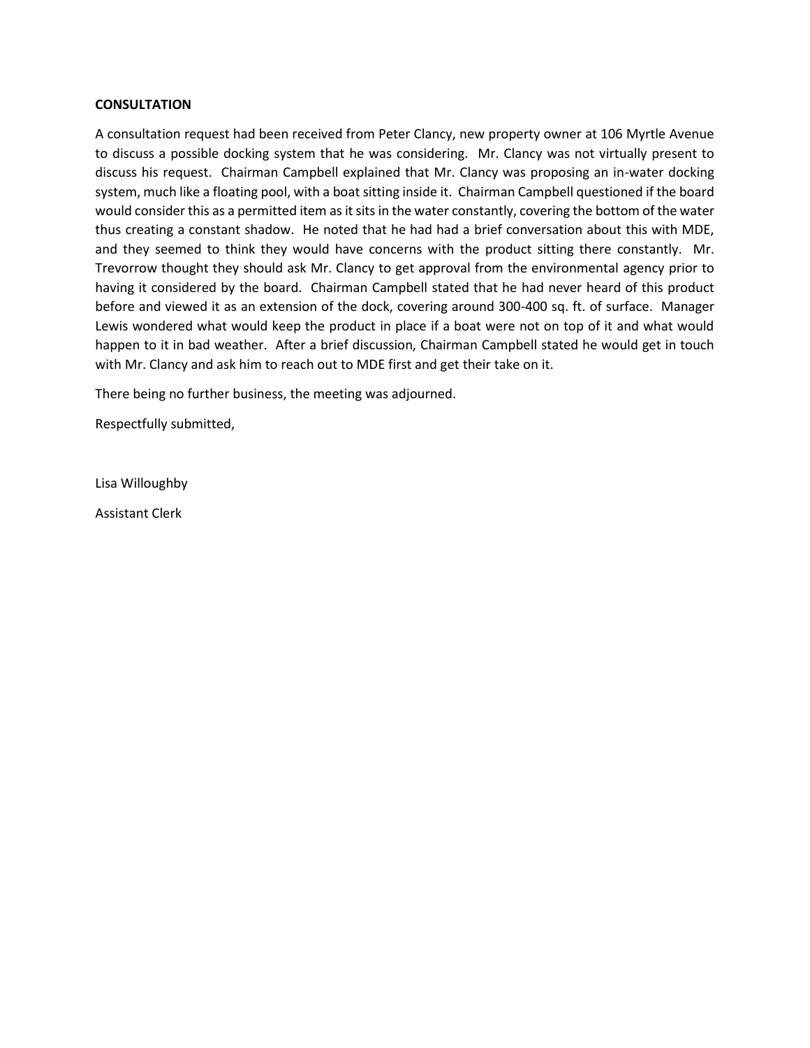**CONSULTATION**

A consultation request had been received from Peter Clancy, new property owner at 106 Myrtle Avenue to discuss a possible docking system that he was considering. Mr. Clancy was not virtually present to discuss his request. Chairman Campbell explained that Mr. Clancy was proposing an in-water docking system, much like a floating pool, with a boat sitting inside it. Chairman Campbell questioned if the board would consider this as a permitted item as it sits in the water constantly, covering the bottom of the water thus creating a constant shadow. He noted that he had had a brief conversation about this with MDE, and they seemed to think they would have concerns with the product sitting there constantly. Mr. Trevorrow thought they should ask Mr. Clancy to get approval from the environmental agency prior to having it considered by the board. Chairman Campbell stated that he had never heard of this product before and viewed it as an extension of the dock, covering around 300-400 sq. ft. of surface. Manager Lewis wondered what would keep the product in place if a boat were not on top of it and what would happen to it in bad weather. After a brief discussion, Chairman Campbell stated he would get in touch with Mr. Clancy and ask him to reach out to MDE first and get their take on it.

There being no further business, the meeting was adjourned.

Respectfully submitted,

Lisa Willoughby

Assistant Clerk